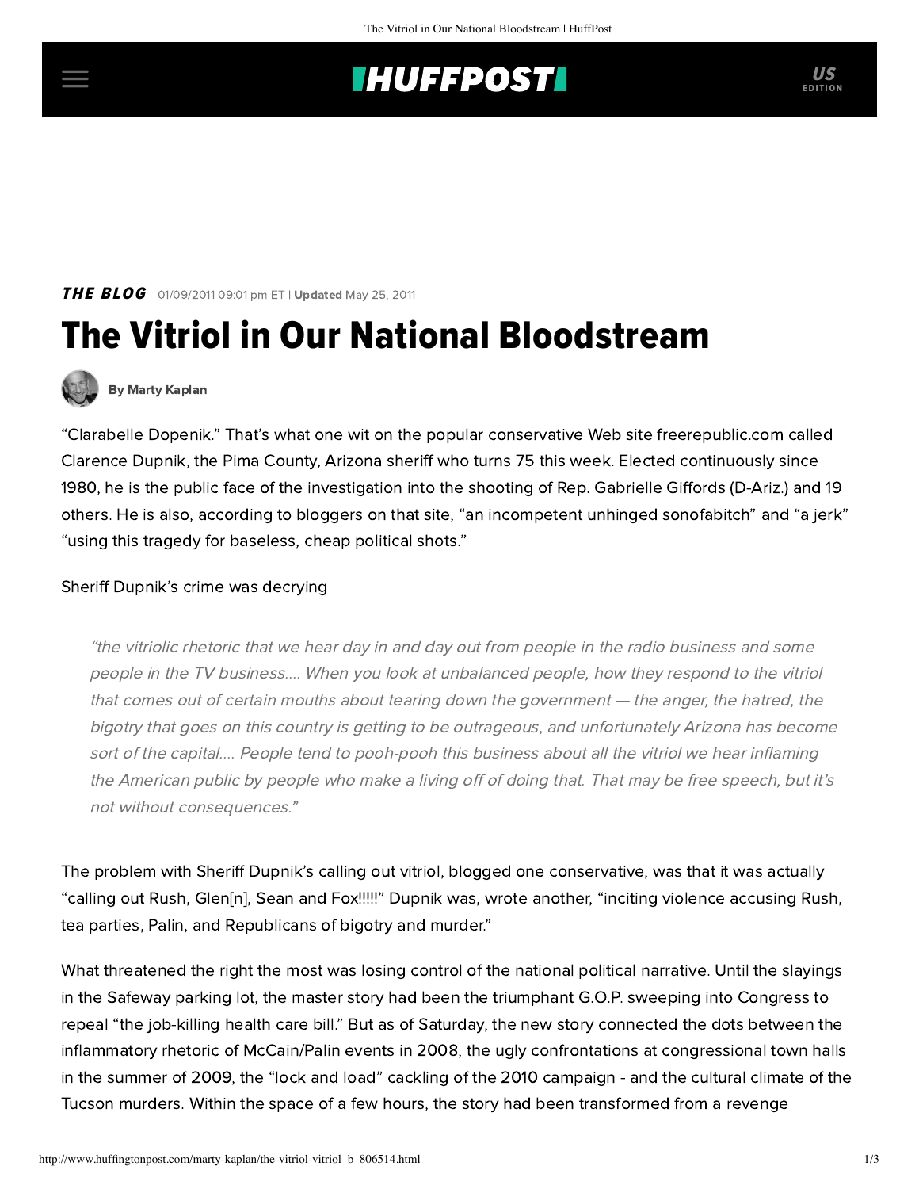**THE BLOG** 01/09/2011 09:01 pm ET | **Updated** May 25, 2011

# The Vitriol in Our National Bloodstream

**By Marty Kaplan**

"Clarabelle Dopenik." That's what one wit on the popular conservative Web site freerepublic.com called Clarence Dupnik, the Pima County, Arizona sheriff who turns 75 this week. Elected continuously since 1980, he is the public face of the investigation into the shooting of Rep. Gabrielle Giffords (D-Ariz.) and 19 others. He is also, according to bloggers on that site, "an incompetent unhinged sonofabitch" and "a jerk" "using this tragedy for baseless, cheap political shots."

Sheriff Dupnik's crime was decrying

> *"the vitriolic rhetoric that we hear day in and day out from people in the radio business and some people in the TV business.... When you look at unbalanced people, how they respond to the vitriol that comes out of certain mouths about tearing down the government — the anger, the hatred, the bigotry that goes on this country is getting to be outrageous, and unfortunately Arizona has become sort of the capital.... People tend to pooh-pooh this business about all the vitriol we hear inflaming the American public by people who make a living off of doing that. That may be free speech, but it's not without consequences."*

The problem with Sheriff Dupnik's calling out vitriol, blogged one conservative, was that it was actually "calling out Rush, Glen[n], Sean and Fox!!!!!" Dupnik was, wrote another, "inciting violence accusing Rush, tea parties, Palin, and Republicans of bigotry and murder."

What threatened the right the most was losing control of the national political narrative. Until the slayings in the Safeway parking lot, the master story had been the triumphant G.O.P. sweeping into Congress to repeal "the job-killing health care bill." But as of Saturday, the new story connected the dots between the inflammatory rhetoric of McCain/Palin events in 2008, the ugly confrontations at congressional town halls in the summer of 2009, the "lock and load" cackling of the 2010 campaign - and the cultural climate of the Tucson murders. Within the space of a few hours, the story had been transformed from a revenge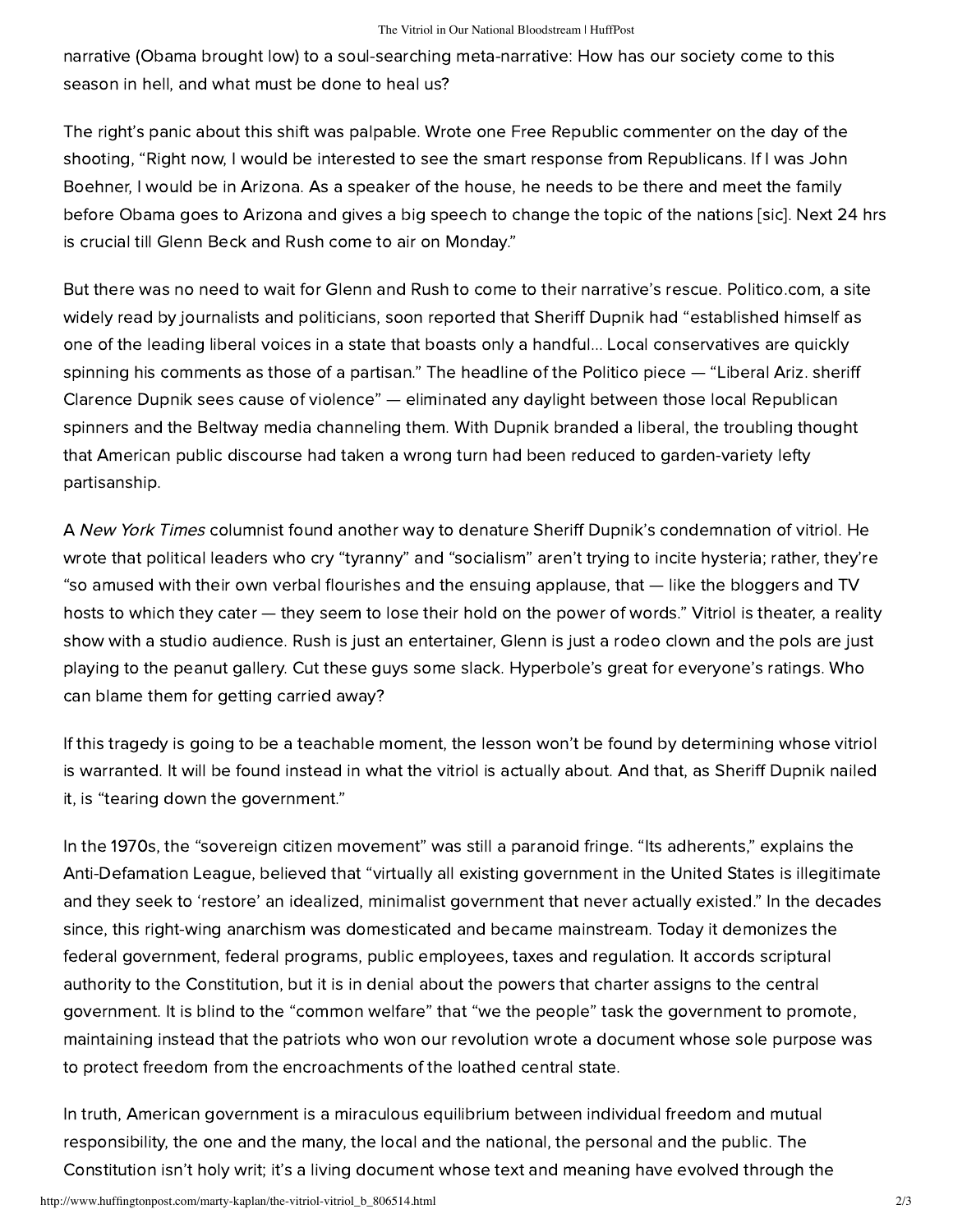narrative (Obama brought low) to a soul-searching meta-narrative: How has our society come to this season in hell, and what must be done to heal us?

The right's panic about this shift was palpable. Wrote one Free Republic commenter on the day of the shooting, "Right now, I would be interested to see the smart response from Republicans. If I was John Boehner, I would be in Arizona. As a speaker of the house, he needs to be there and meet the family before Obama goes to Arizona and gives a big speech to change the topic of the nations [sic]. Next 24 hrs is crucial till Glenn Beck and Rush come to air on Monday."

But there was no need to wait for Glenn and Rush to come to their narrative's rescue. Politico.com, a site widely read by journalists and politicians, soon reported that Sheriff Dupnik had "established himself as one of the leading liberal voices in a state that boasts only a handful... Local conservatives are quickly spinning his comments as those of a partisan." The headline of the Politico piece — "Liberal Ariz. sheriff Clarence Dupnik sees cause of violence" — eliminated any daylight between those local Republican spinners and the Beltway media channeling them. With Dupnik branded a liberal, the troubling thought that American public discourse had taken a wrong turn had been reduced to garden-variety lefty partisanship.

A *New York Times* columnist found another way to denature Sheriff Dupnik's condemnation of vitriol. He wrote that political leaders who cry "tyranny" and "socialism" aren't trying to incite hysteria; rather, they're "so amused with their own verbal flourishes and the ensuing applause, that — like the bloggers and TV hosts to which they cater — they seem to lose their hold on the power of words." Vitriol is theater, a reality show with a studio audience. Rush is just an entertainer, Glenn is just a rodeo clown and the pols are just playing to the peanut gallery. Cut these guys some slack. Hyperbole's great for everyone's ratings. Who can blame them for getting carried away?

If this tragedy is going to be a teachable moment, the lesson won't be found by determining whose vitriol is warranted. It will be found instead in what the vitriol is actually about. And that, as Sheriff Dupnik nailed it, is "tearing down the government."

In the 1970s, the "sovereign citizen movement" was still a paranoid fringe. "Its adherents," explains the Anti-Defamation League, believed that "virtually all existing government in the United States is illegitimate and they seek to 'restore' an idealized, minimalist government that never actually existed." In the decades since, this right-wing anarchism was domesticated and became mainstream. Today it demonizes the federal government, federal programs, public employees, taxes and regulation. It accords scriptural authority to the Constitution, but it is in denial about the powers that charter assigns to the central government. It is blind to the "common welfare" that "we the people" task the government to promote, maintaining instead that the patriots who won our revolution wrote a document whose sole purpose was to protect freedom from the encroachments of the loathed central state.

In truth, American government is a miraculous equilibrium between individual freedom and mutual responsibility, the one and the many, the local and the national, the personal and the public. The Constitution isn't holy writ; it's a living document whose text and meaning have evolved through the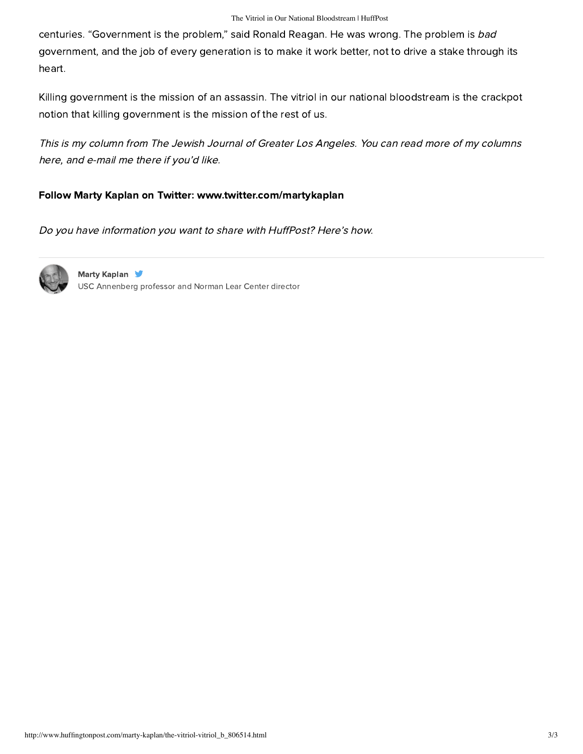centuries. “Government is the problem,” said Ronald Reagan. He was wrong. The problem is *bad* government, and the job of every generation is to make it work better, not to drive a stake through its heart.

Killing government is the mission of an assassin. The vitriol in our national bloodstream is the crackpot notion that killing government is the mission of the rest of us.

*This is my column from The Jewish Journal of Greater Los Angeles. You can read more of my columns here, and e-mail me there if you’d like.*

**Follow Marty Kaplan on Twitter: www.twitter.com/martykaplan**

*Do you have information you want to share with HuffPost? Here’s how.*

---

**Marty Kaplan**
USC Annenberg professor and Norman Lear Center director